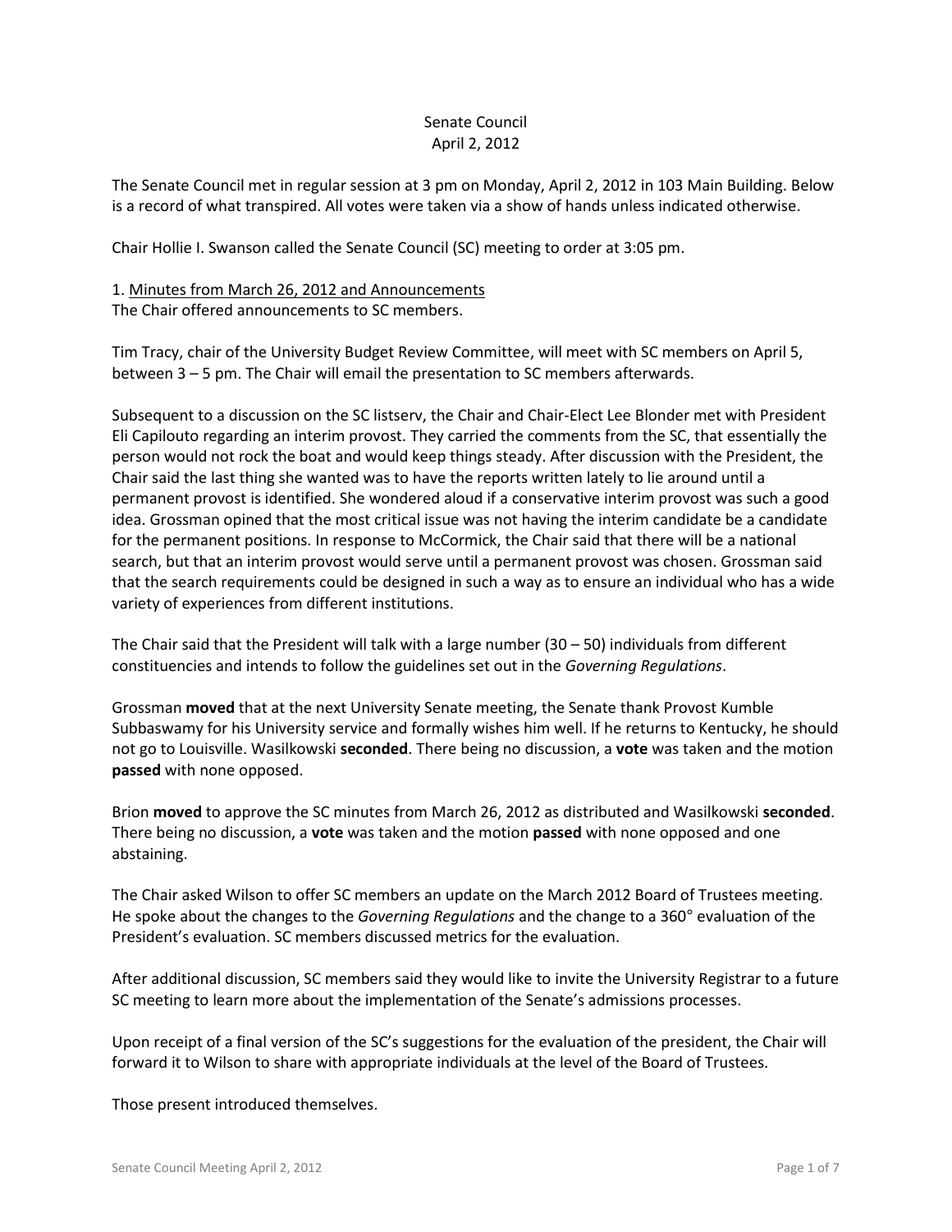Senate Council
April 2, 2012

The Senate Council met in regular session at 3 pm on Monday, April 2, 2012 in 103 Main Building. Below is a record of what transpired. All votes were taken via a show of hands unless indicated otherwise.

Chair Hollie I. Swanson called the Senate Council (SC) meeting to order at 3:05 pm.

1. Minutes from March 26, 2012 and Announcements
The Chair offered announcements to SC members.

Tim Tracy, chair of the University Budget Review Committee, will meet with SC members on April 5, between 3 – 5 pm. The Chair will email the presentation to SC members afterwards.

Subsequent to a discussion on the SC listserv, the Chair and Chair-Elect Lee Blonder met with President Eli Capilouto regarding an interim provost. They carried the comments from the SC, that essentially the person would not rock the boat and would keep things steady. After discussion with the President, the Chair said the last thing she wanted was to have the reports written lately to lie around until a permanent provost is identified. She wondered aloud if a conservative interim provost was such a good idea. Grossman opined that the most critical issue was not having the interim candidate be a candidate for the permanent positions. In response to McCormick, the Chair said that there will be a national search, but that an interim provost would serve until a permanent provost was chosen. Grossman said that the search requirements could be designed in such a way as to ensure an individual who has a wide variety of experiences from different institutions.

The Chair said that the President will talk with a large number (30 – 50) individuals from different constituencies and intends to follow the guidelines set out in the *Governing Regulations*.

Grossman **moved** that at the next University Senate meeting, the Senate thank Provost Kumble Subbaswamy for his University service and formally wishes him well. If he returns to Kentucky, he should not go to Louisville. Wasilkowski **seconded**. There being no discussion, a **vote** was taken and the motion **passed** with none opposed.

Brion **moved** to approve the SC minutes from March 26, 2012 as distributed and Wasilkowski **seconded**. There being no discussion, a **vote** was taken and the motion **passed** with none opposed and one abstaining.

The Chair asked Wilson to offer SC members an update on the March 2012 Board of Trustees meeting. He spoke about the changes to the *Governing Regulations* and the change to a 360° evaluation of the President's evaluation. SC members discussed metrics for the evaluation.

After additional discussion, SC members said they would like to invite the University Registrar to a future SC meeting to learn more about the implementation of the Senate's admissions processes.

Upon receipt of a final version of the SC's suggestions for the evaluation of the president, the Chair will forward it to Wilson to share with appropriate individuals at the level of the Board of Trustees.

Those present introduced themselves.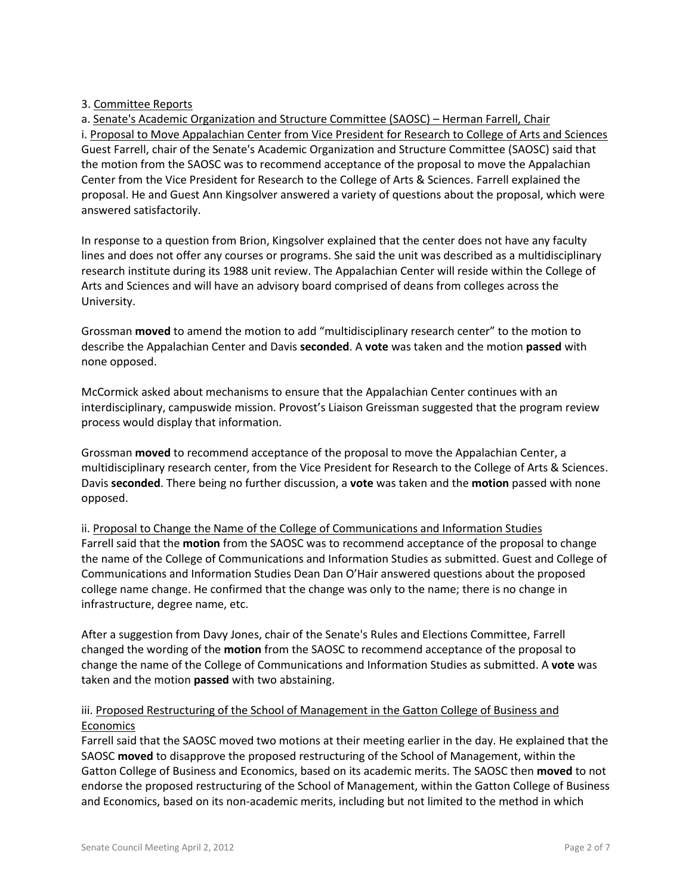3. Committee Reports

a. Senate's Academic Organization and Structure Committee (SAOSC) – Herman Farrell, Chair

i. Proposal to Move Appalachian Center from Vice President for Research to College of Arts and Sciences

Guest Farrell, chair of the Senate's Academic Organization and Structure Committee (SAOSC) said that the motion from the SAOSC was to recommend acceptance of the proposal to move the Appalachian Center from the Vice President for Research to the College of Arts & Sciences. Farrell explained the proposal. He and Guest Ann Kingsolver answered a variety of questions about the proposal, which were answered satisfactorily.

In response to a question from Brion, Kingsolver explained that the center does not have any faculty lines and does not offer any courses or programs. She said the unit was described as a multidisciplinary research institute during its 1988 unit review. The Appalachian Center will reside within the College of Arts and Sciences and will have an advisory board comprised of deans from colleges across the University.

Grossman **moved** to amend the motion to add "multidisciplinary research center" to the motion to describe the Appalachian Center and Davis **seconded**. A **vote** was taken and the motion **passed** with none opposed.

McCormick asked about mechanisms to ensure that the Appalachian Center continues with an interdisciplinary, campuswide mission. Provost's Liaison Greissman suggested that the program review process would display that information.

Grossman **moved** to recommend acceptance of the proposal to move the Appalachian Center, a multidisciplinary research center, from the Vice President for Research to the College of Arts & Sciences. Davis **seconded**. There being no further discussion, a **vote** was taken and the **motion** passed with none opposed.

ii. Proposal to Change the Name of the College of Communications and Information Studies

Farrell said that the **motion** from the SAOSC was to recommend acceptance of the proposal to change the name of the College of Communications and Information Studies as submitted. Guest and College of Communications and Information Studies Dean Dan O'Hair answered questions about the proposed college name change. He confirmed that the change was only to the name; there is no change in infrastructure, degree name, etc.

After a suggestion from Davy Jones, chair of the Senate's Rules and Elections Committee, Farrell changed the wording of the **motion** from the SAOSC to recommend acceptance of the proposal to change the name of the College of Communications and Information Studies as submitted. A **vote** was taken and the motion **passed** with two abstaining.

iii. Proposed Restructuring of the School of Management in the Gatton College of Business and Economics

Farrell said that the SAOSC moved two motions at their meeting earlier in the day. He explained that the SAOSC **moved** to disapprove the proposed restructuring of the School of Management, within the Gatton College of Business and Economics, based on its academic merits. The SAOSC then **moved** to not endorse the proposed restructuring of the School of Management, within the Gatton College of Business and Economics, based on its non-academic merits, including but not limited to the method in which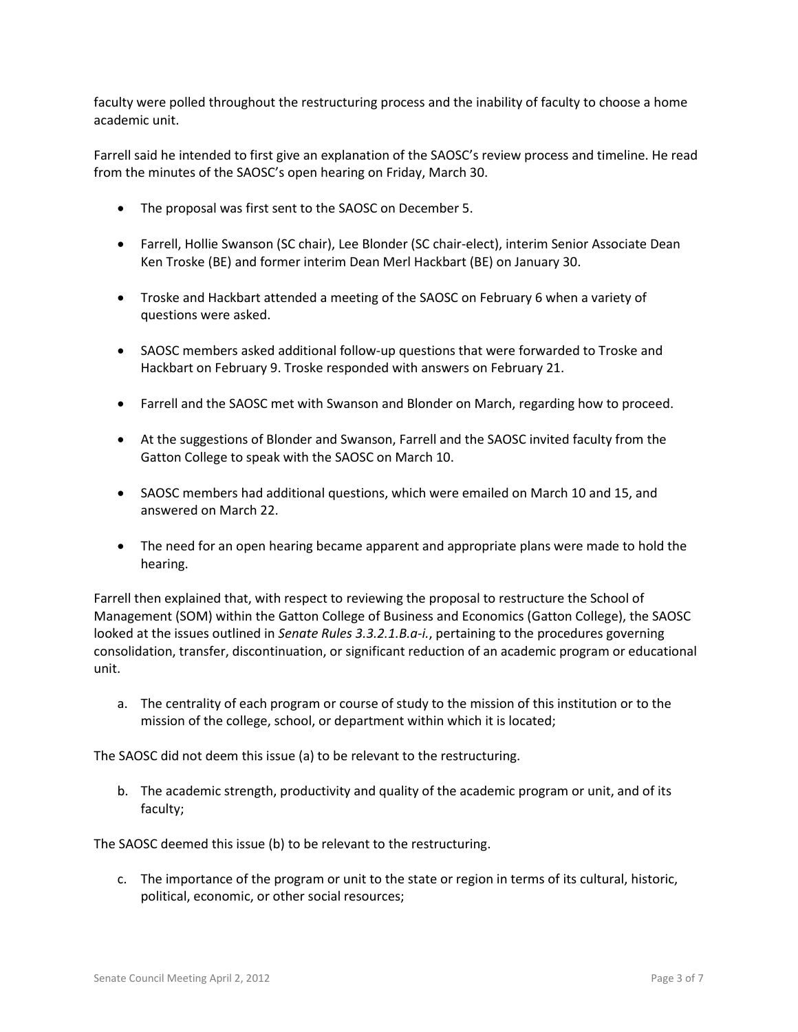faculty were polled throughout the restructuring process and the inability of faculty to choose a home academic unit.

Farrell said he intended to first give an explanation of the SAOSC's review process and timeline. He read from the minutes of the SAOSC's open hearing on Friday, March 30.

- The proposal was first sent to the SAOSC on December 5.
- Farrell, Hollie Swanson (SC chair), Lee Blonder (SC chair-elect), interim Senior Associate Dean Ken Troske (BE) and former interim Dean Merl Hackbart (BE) on January 30.
- Troske and Hackbart attended a meeting of the SAOSC on February 6 when a variety of questions were asked.
- SAOSC members asked additional follow-up questions that were forwarded to Troske and Hackbart on February 9. Troske responded with answers on February 21.
- Farrell and the SAOSC met with Swanson and Blonder on March, regarding how to proceed.
- At the suggestions of Blonder and Swanson, Farrell and the SAOSC invited faculty from the Gatton College to speak with the SAOSC on March 10.
- SAOSC members had additional questions, which were emailed on March 10 and 15, and answered on March 22.
- The need for an open hearing became apparent and appropriate plans were made to hold the hearing.

Farrell then explained that, with respect to reviewing the proposal to restructure the School of Management (SOM) within the Gatton College of Business and Economics (Gatton College), the SAOSC looked at the issues outlined in *Senate Rules 3.3.2.1.B.a-i.*, pertaining to the procedures governing consolidation, transfer, discontinuation, or significant reduction of an academic program or educational unit.

a. The centrality of each program or course of study to the mission of this institution or to the mission of the college, school, or department within which it is located;

The SAOSC did not deem this issue (a) to be relevant to the restructuring.

b. The academic strength, productivity and quality of the academic program or unit, and of its faculty;

The SAOSC deemed this issue (b) to be relevant to the restructuring.

c. The importance of the program or unit to the state or region in terms of its cultural, historic, political, economic, or other social resources;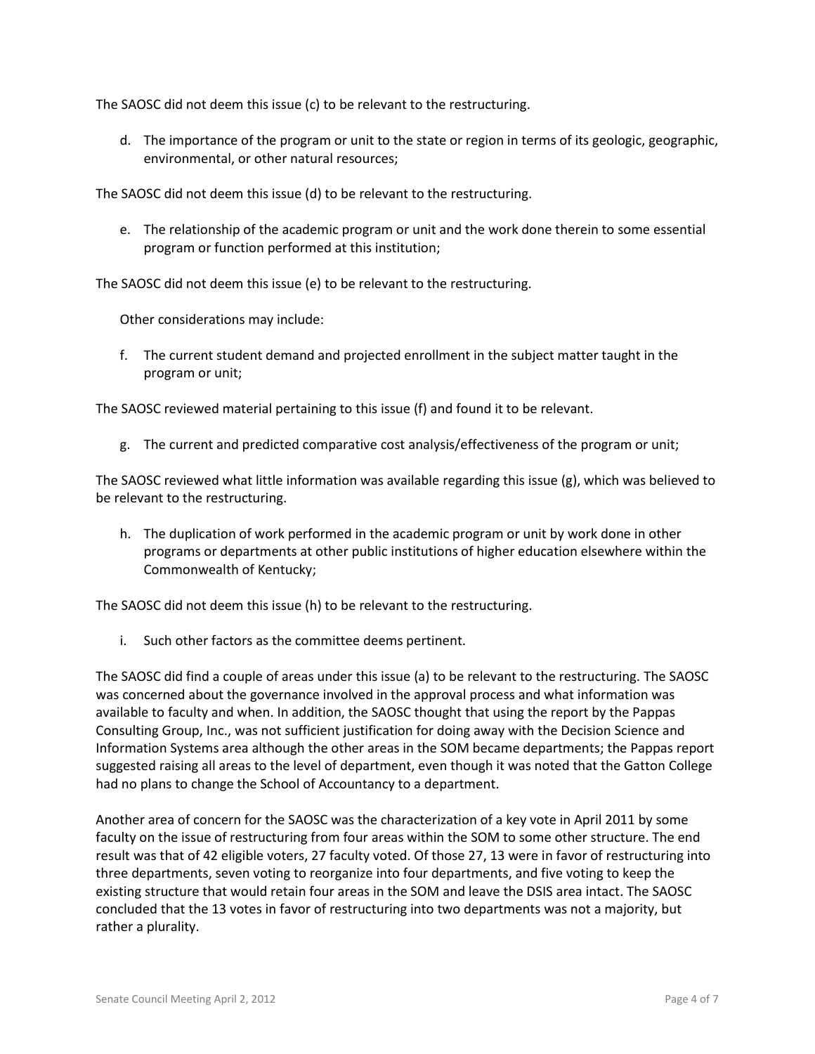The SAOSC did not deem this issue (c) to be relevant to the restructuring.

d. The importance of the program or unit to the state or region in terms of its geologic, geographic, environmental, or other natural resources;

The SAOSC did not deem this issue (d) to be relevant to the restructuring.

e. The relationship of the academic program or unit and the work done therein to some essential program or function performed at this institution;

The SAOSC did not deem this issue (e) to be relevant to the restructuring.

Other considerations may include:

f. The current student demand and projected enrollment in the subject matter taught in the program or unit;

The SAOSC reviewed material pertaining to this issue (f) and found it to be relevant.

g. The current and predicted comparative cost analysis/effectiveness of the program or unit;

The SAOSC reviewed what little information was available regarding this issue (g), which was believed to be relevant to the restructuring.

h. The duplication of work performed in the academic program or unit by work done in other programs or departments at other public institutions of higher education elsewhere within the Commonwealth of Kentucky;

The SAOSC did not deem this issue (h) to be relevant to the restructuring.

i. Such other factors as the committee deems pertinent.

The SAOSC did find a couple of areas under this issue (a) to be relevant to the restructuring. The SAOSC was concerned about the governance involved in the approval process and what information was available to faculty and when. In addition, the SAOSC thought that using the report by the Pappas Consulting Group, Inc., was not sufficient justification for doing away with the Decision Science and Information Systems area although the other areas in the SOM became departments; the Pappas report suggested raising all areas to the level of department, even though it was noted that the Gatton College had no plans to change the School of Accountancy to a department.

Another area of concern for the SAOSC was the characterization of a key vote in April 2011 by some faculty on the issue of restructuring from four areas within the SOM to some other structure. The end result was that of 42 eligible voters, 27 faculty voted. Of those 27, 13 were in favor of restructuring into three departments, seven voting to reorganize into four departments, and five voting to keep the existing structure that would retain four areas in the SOM and leave the DSIS area intact. The SAOSC concluded that the 13 votes in favor of restructuring into two departments was not a majority, but rather a plurality.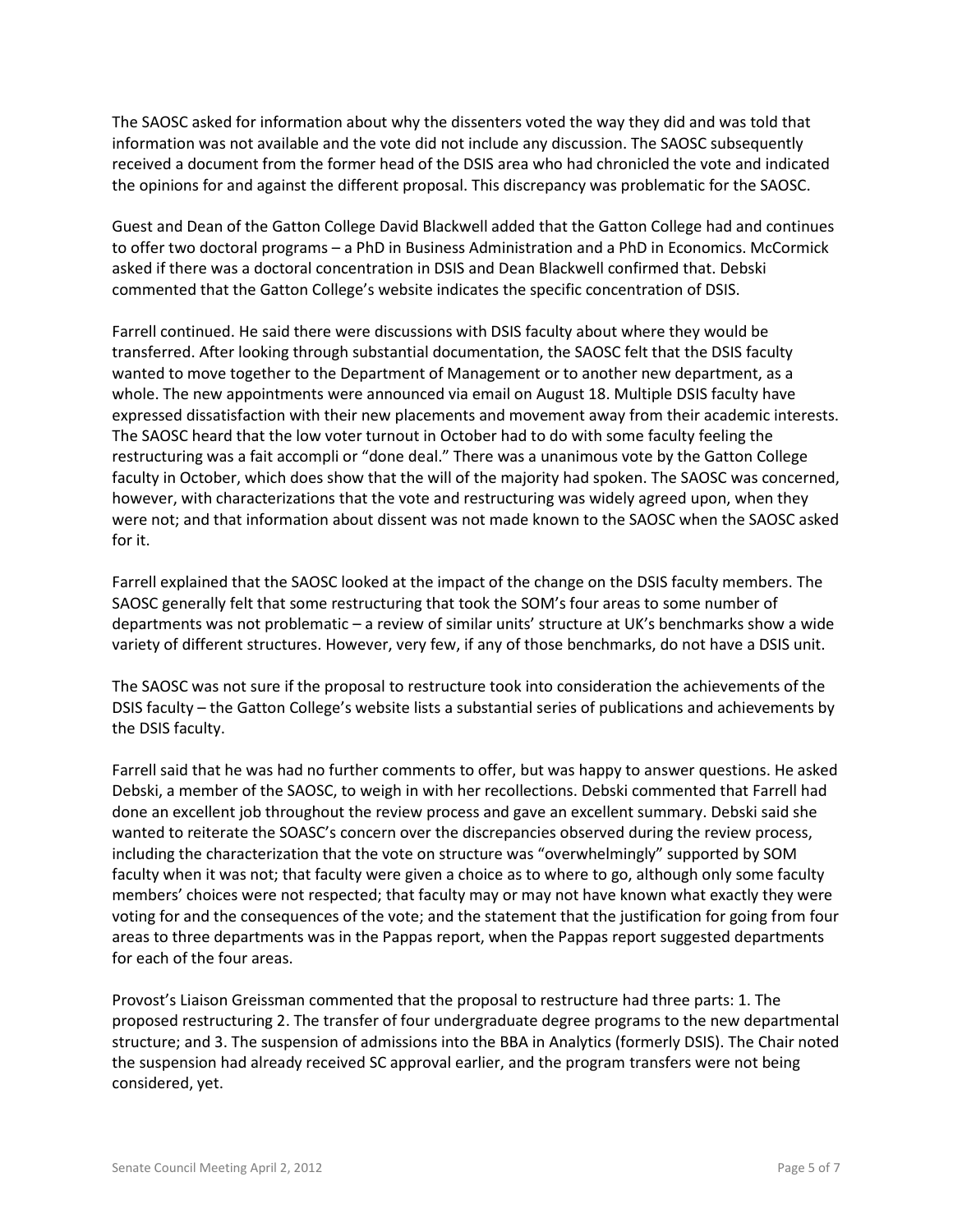The SAOSC asked for information about why the dissenters voted the way they did and was told that information was not available and the vote did not include any discussion. The SAOSC subsequently received a document from the former head of the DSIS area who had chronicled the vote and indicated the opinions for and against the different proposal. This discrepancy was problematic for the SAOSC.

Guest and Dean of the Gatton College David Blackwell added that the Gatton College had and continues to offer two doctoral programs – a PhD in Business Administration and a PhD in Economics. McCormick asked if there was a doctoral concentration in DSIS and Dean Blackwell confirmed that. Debski commented that the Gatton College's website indicates the specific concentration of DSIS.

Farrell continued. He said there were discussions with DSIS faculty about where they would be transferred. After looking through substantial documentation, the SAOSC felt that the DSIS faculty wanted to move together to the Department of Management or to another new department, as a whole. The new appointments were announced via email on August 18. Multiple DSIS faculty have expressed dissatisfaction with their new placements and movement away from their academic interests. The SAOSC heard that the low voter turnout in October had to do with some faculty feeling the restructuring was a fait accompli or "done deal." There was a unanimous vote by the Gatton College faculty in October, which does show that the will of the majority had spoken. The SAOSC was concerned, however, with characterizations that the vote and restructuring was widely agreed upon, when they were not; and that information about dissent was not made known to the SAOSC when the SAOSC asked for it.

Farrell explained that the SAOSC looked at the impact of the change on the DSIS faculty members. The SAOSC generally felt that some restructuring that took the SOM's four areas to some number of departments was not problematic – a review of similar units' structure at UK's benchmarks show a wide variety of different structures. However, very few, if any of those benchmarks, do not have a DSIS unit.

The SAOSC was not sure if the proposal to restructure took into consideration the achievements of the DSIS faculty – the Gatton College's website lists a substantial series of publications and achievements by the DSIS faculty.

Farrell said that he was had no further comments to offer, but was happy to answer questions. He asked Debski, a member of the SAOSC, to weigh in with her recollections. Debski commented that Farrell had done an excellent job throughout the review process and gave an excellent summary. Debski said she wanted to reiterate the SOASC's concern over the discrepancies observed during the review process, including the characterization that the vote on structure was "overwhelmingly" supported by SOM faculty when it was not; that faculty were given a choice as to where to go, although only some faculty members' choices were not respected; that faculty may or may not have known what exactly they were voting for and the consequences of the vote; and the statement that the justification for going from four areas to three departments was in the Pappas report, when the Pappas report suggested departments for each of the four areas.

Provost's Liaison Greissman commented that the proposal to restructure had three parts: 1. The proposed restructuring 2. The transfer of four undergraduate degree programs to the new departmental structure; and 3. The suspension of admissions into the BBA in Analytics (formerly DSIS). The Chair noted the suspension had already received SC approval earlier, and the program transfers were not being considered, yet.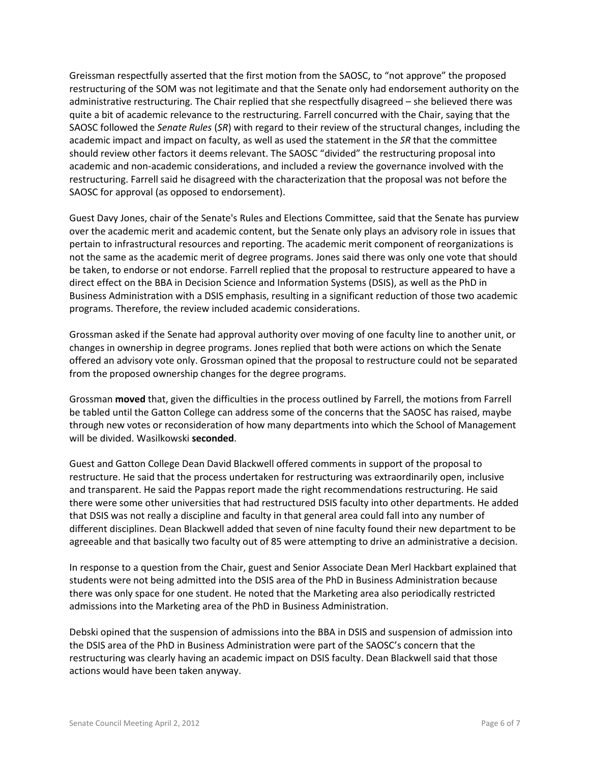Greissman respectfully asserted that the first motion from the SAOSC, to "not approve" the proposed restructuring of the SOM was not legitimate and that the Senate only had endorsement authority on the administrative restructuring. The Chair replied that she respectfully disagreed – she believed there was quite a bit of academic relevance to the restructuring. Farrell concurred with the Chair, saying that the SAOSC followed the *Senate Rules* (*SR*) with regard to their review of the structural changes, including the academic impact and impact on faculty, as well as used the statement in the *SR* that the committee should review other factors it deems relevant. The SAOSC "divided" the restructuring proposal into academic and non-academic considerations, and included a review the governance involved with the restructuring. Farrell said he disagreed with the characterization that the proposal was not before the SAOSC for approval (as opposed to endorsement).

Guest Davy Jones, chair of the Senate's Rules and Elections Committee, said that the Senate has purview over the academic merit and academic content, but the Senate only plays an advisory role in issues that pertain to infrastructural resources and reporting. The academic merit component of reorganizations is not the same as the academic merit of degree programs. Jones said there was only one vote that should be taken, to endorse or not endorse. Farrell replied that the proposal to restructure appeared to have a direct effect on the BBA in Decision Science and Information Systems (DSIS), as well as the PhD in Business Administration with a DSIS emphasis, resulting in a significant reduction of those two academic programs. Therefore, the review included academic considerations.

Grossman asked if the Senate had approval authority over moving of one faculty line to another unit, or changes in ownership in degree programs. Jones replied that both were actions on which the Senate offered an advisory vote only. Grossman opined that the proposal to restructure could not be separated from the proposed ownership changes for the degree programs.

Grossman **moved** that, given the difficulties in the process outlined by Farrell, the motions from Farrell be tabled until the Gatton College can address some of the concerns that the SAOSC has raised, maybe through new votes or reconsideration of how many departments into which the School of Management will be divided. Wasilkowski **seconded**.

Guest and Gatton College Dean David Blackwell offered comments in support of the proposal to restructure. He said that the process undertaken for restructuring was extraordinarily open, inclusive and transparent. He said the Pappas report made the right recommendations restructuring. He said there were some other universities that had restructured DSIS faculty into other departments. He added that DSIS was not really a discipline and faculty in that general area could fall into any number of different disciplines. Dean Blackwell added that seven of nine faculty found their new department to be agreeable and that basically two faculty out of 85 were attempting to drive an administrative a decision.

In response to a question from the Chair, guest and Senior Associate Dean Merl Hackbart explained that students were not being admitted into the DSIS area of the PhD in Business Administration because there was only space for one student. He noted that the Marketing area also periodically restricted admissions into the Marketing area of the PhD in Business Administration.

Debski opined that the suspension of admissions into the BBA in DSIS and suspension of admission into the DSIS area of the PhD in Business Administration were part of the SAOSC's concern that the restructuring was clearly having an academic impact on DSIS faculty. Dean Blackwell said that those actions would have been taken anyway.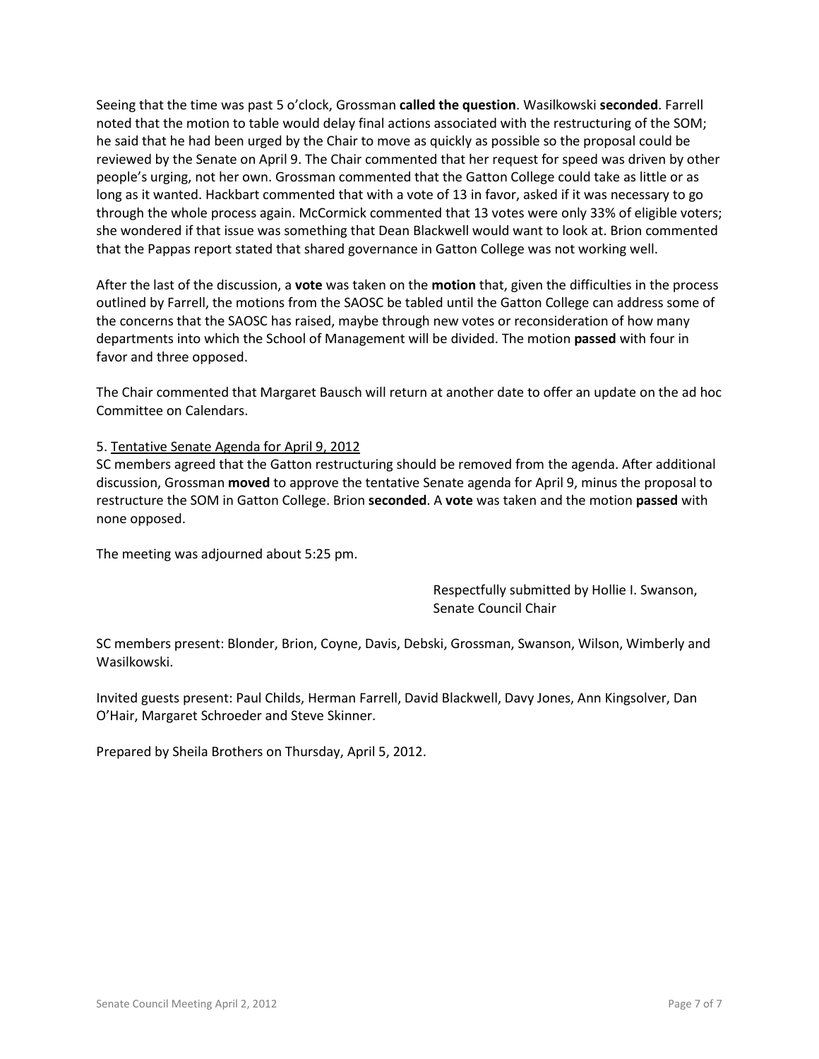Seeing that the time was past 5 o'clock, Grossman **called the question**. Wasilkowski **seconded**. Farrell noted that the motion to table would delay final actions associated with the restructuring of the SOM; he said that he had been urged by the Chair to move as quickly as possible so the proposal could be reviewed by the Senate on April 9. The Chair commented that her request for speed was driven by other people's urging, not her own. Grossman commented that the Gatton College could take as little or as long as it wanted. Hackbart commented that with a vote of 13 in favor, asked if it was necessary to go through the whole process again. McCormick commented that 13 votes were only 33% of eligible voters; she wondered if that issue was something that Dean Blackwell would want to look at. Brion commented that the Pappas report stated that shared governance in Gatton College was not working well.

After the last of the discussion, a **vote** was taken on the **motion** that, given the difficulties in the process outlined by Farrell, the motions from the SAOSC be tabled until the Gatton College can address some of the concerns that the SAOSC has raised, maybe through new votes or reconsideration of how many departments into which the School of Management will be divided. The motion **passed** with four in favor and three opposed.

The Chair commented that Margaret Bausch will return at another date to offer an update on the ad hoc Committee on Calendars.

5. Tentative Senate Agenda for April 9, 2012

SC members agreed that the Gatton restructuring should be removed from the agenda. After additional discussion, Grossman **moved** to approve the tentative Senate agenda for April 9, minus the proposal to restructure the SOM in Gatton College. Brion **seconded**. A **vote** was taken and the motion **passed** with none opposed.

The meeting was adjourned about 5:25 pm.

Respectfully submitted by Hollie I. Swanson,
Senate Council Chair

SC members present: Blonder, Brion, Coyne, Davis, Debski, Grossman, Swanson, Wilson, Wimberly and Wasilkowski.

Invited guests present: Paul Childs, Herman Farrell, David Blackwell, Davy Jones, Ann Kingsolver, Dan O'Hair, Margaret Schroeder and Steve Skinner.

Prepared by Sheila Brothers on Thursday, April 5, 2012.